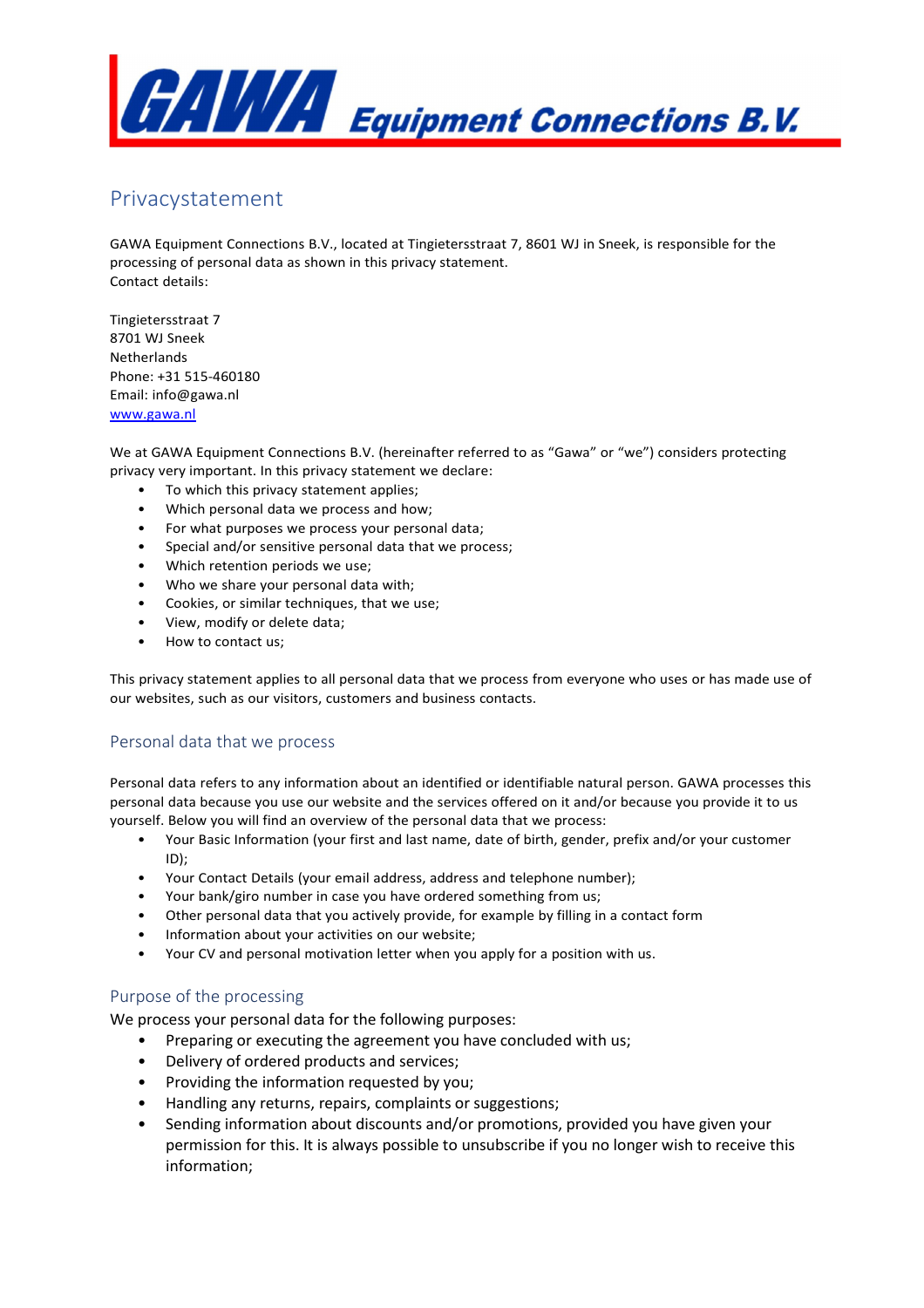# GAWA Equipment Connections B.V.

## Privacystatement

GAWA Equipment Connections B.V., located at Tingietersstraat 7, 8601 WJ in Sneek, is responsible for the processing of personal data as shown in this privacy statement.
Contact details:

Tingietersstraat 7
8701 WJ Sneek
Netherlands
Phone: +31 515-460180
Email: info@gawa.nl
www.gawa.nl

We at GAWA Equipment Connections B.V. (hereinafter referred to as "Gawa" or "we") considers protecting privacy very important. In this privacy statement we declare:

- To which this privacy statement applies;
- Which personal data we process and how;
- For what purposes we process your personal data;
- Special and/or sensitive personal data that we process;
- Which retention periods we use;
- Who we share your personal data with;
- Cookies, or similar techniques, that we use;
- View, modify or delete data;
- How to contact us;

This privacy statement applies to all personal data that we process from everyone who uses or has made use of our websites, such as our visitors, customers and business contacts.

### Personal data that we process

Personal data refers to any information about an identified or identifiable natural person. GAWA processes this personal data because you use our website and the services offered on it and/or because you provide it to us yourself. Below you will find an overview of the personal data that we process:

- Your Basic Information (your first and last name, date of birth, gender, prefix and/or your customer ID);
- Your Contact Details (your email address, address and telephone number);
- Your bank/giro number in case you have ordered something from us;
- Other personal data that you actively provide, for example by filling in a contact form
- Information about your activities on our website;
- Your CV and personal motivation letter when you apply for a position with us.

### Purpose of the processing

We process your personal data for the following purposes:

- Preparing or executing the agreement you have concluded with us;
- Delivery of ordered products and services;
- Providing the information requested by you;
- Handling any returns, repairs, complaints or suggestions;
- Sending information about discounts and/or promotions, provided you have given your permission for this. It is always possible to unsubscribe if you no longer wish to receive this information;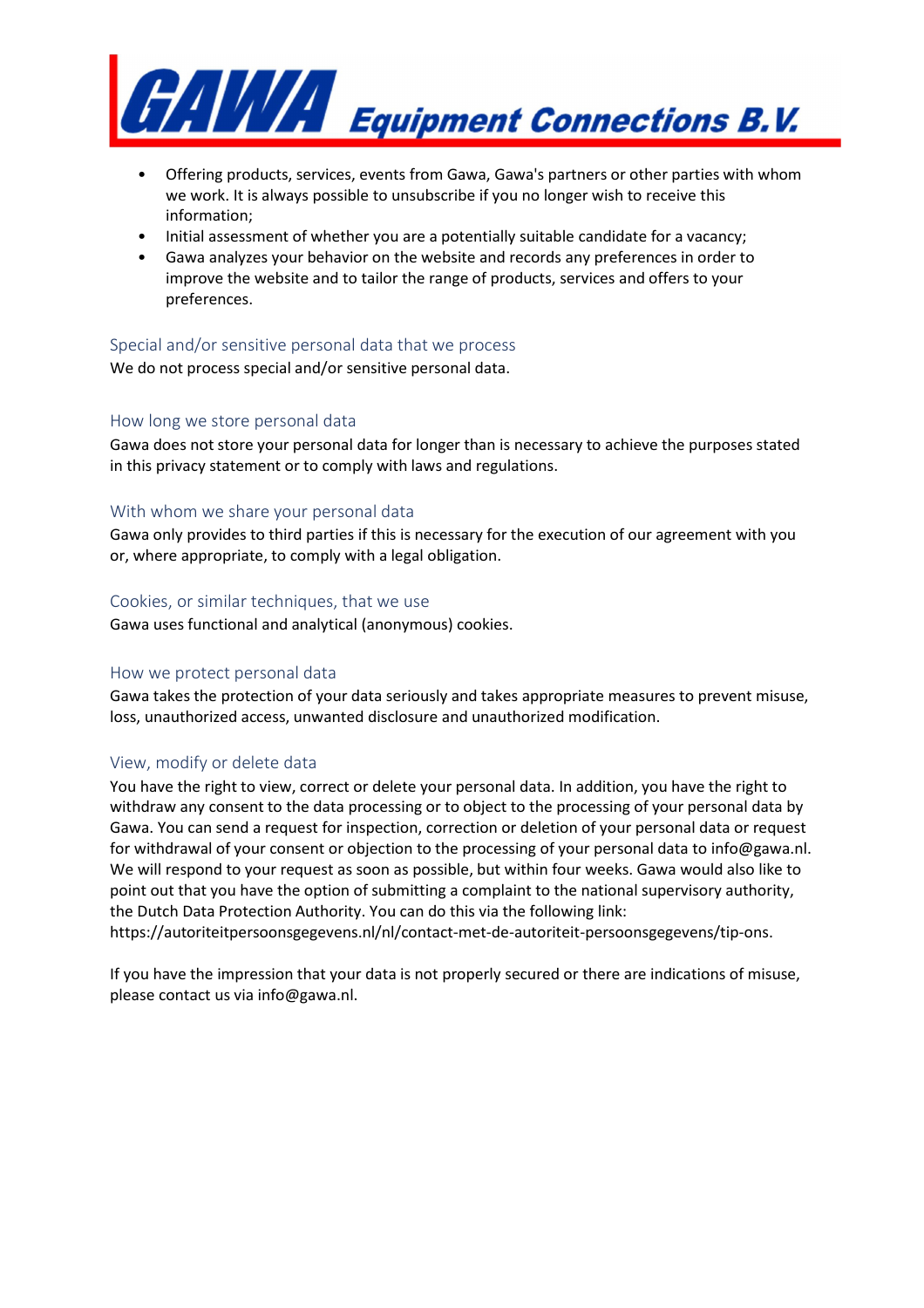- Offering products, services, events from Gawa, Gawa's partners or other parties with whom we work. It is always possible to unsubscribe if you no longer wish to receive this information;
- Initial assessment of whether you are a potentially suitable candidate for a vacancy;
- Gawa analyzes your behavior on the website and records any preferences in order to improve the website and to tailor the range of products, services and offers to your preferences.

## Special and/or sensitive personal data that we process

We do not process special and/or sensitive personal data.

## How long we store personal data

Gawa does not store your personal data for longer than is necessary to achieve the purposes stated in this privacy statement or to comply with laws and regulations.

## With whom we share your personal data

Gawa only provides to third parties if this is necessary for the execution of our agreement with you or, where appropriate, to comply with a legal obligation.

## Cookies, or similar techniques, that we use

Gawa uses functional and analytical (anonymous) cookies.

## How we protect personal data

Gawa takes the protection of your data seriously and takes appropriate measures to prevent misuse, loss, unauthorized access, unwanted disclosure and unauthorized modification.

## View, modify or delete data

You have the right to view, correct or delete your personal data. In addition, you have the right to withdraw any consent to the data processing or to object to the processing of your personal data by Gawa. You can send a request for inspection, correction or deletion of your personal data or request for withdrawal of your consent or objection to the processing of your personal data to info@gawa.nl. We will respond to your request as soon as possible, but within four weeks. Gawa would also like to point out that you have the option of submitting a complaint to the national supervisory authority, the Dutch Data Protection Authority. You can do this via the following link: https://autoriteitpersoonsgegevens.nl/nl/contact-met-de-autoriteit-persoonsgegevens/tip-ons.

If you have the impression that your data is not properly secured or there are indications of misuse, please contact us via info@gawa.nl.